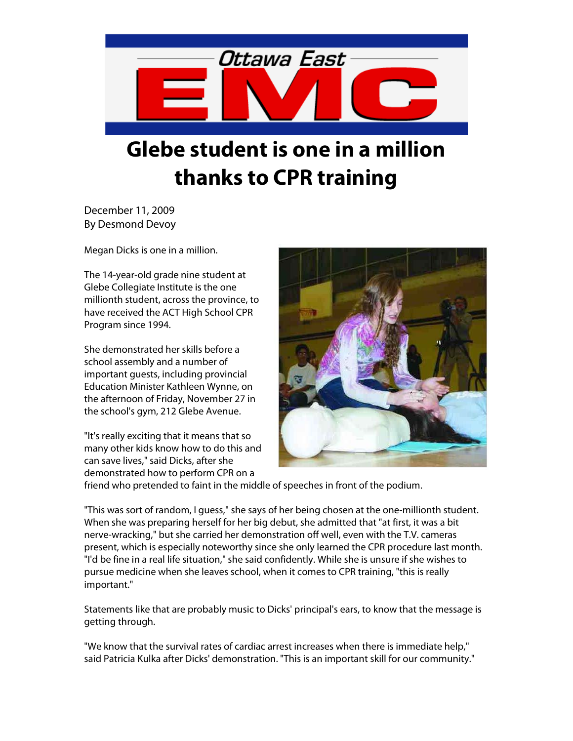Ottawa East EMC

# Glebe student is one in a million thanks to CPR training

December 11, 2009
By Desmond Devoy

Megan Dicks is one in a million.

The 14-year-old grade nine student at Glebe Collegiate Institute is the one millionth student, across the province, to have received the ACT High School CPR Program since 1994.

She demonstrated her skills before a school assembly and a number of important guests, including provincial Education Minister Kathleen Wynne, on the afternoon of Friday, November 27 in the school's gym, 212 Glebe Avenue.

"It's really exciting that it means that so many other kids know how to do this and can save lives," said Dicks, after she demonstrated how to perform CPR on a friend who pretended to faint in the middle of speeches in front of the podium.

"This was sort of random, I guess," she says of her being chosen at the one-millionth student. When she was preparing herself for her big debut, she admitted that "at first, it was a bit nerve-wracking," but she carried her demonstration off well, even with the T.V. cameras present, which is especially noteworthy since she only learned the CPR procedure last month. "I'd be fine in a real life situation," she said confidently. While she is unsure if she wishes to pursue medicine when she leaves school, when it comes to CPR training, "this is really important."

Statements like that are probably music to Dicks' principal's ears, to know that the message is getting through.

"We know that the survival rates of cardiac arrest increases when there is immediate help," said Patricia Kulka after Dicks' demonstration. "This is an important skill for our community."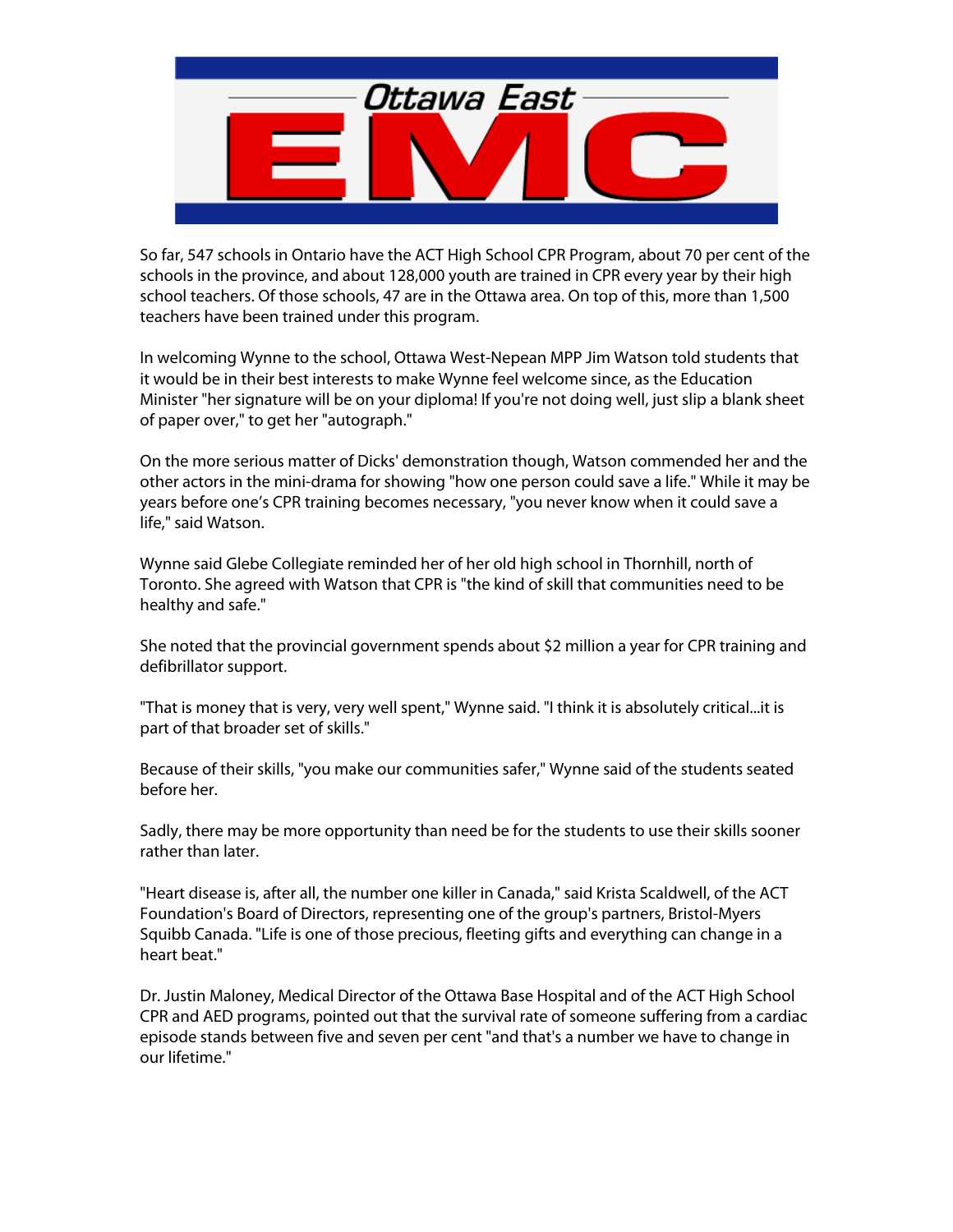So far, 547 schools in Ontario have the ACT High School CPR Program, about 70 per cent of the schools in the province, and about 128,000 youth are trained in CPR every year by their high school teachers. Of those schools, 47 are in the Ottawa area. On top of this, more than 1,500 teachers have been trained under this program.

In welcoming Wynne to the school, Ottawa West-Nepean MPP Jim Watson told students that it would be in their best interests to make Wynne feel welcome since, as the Education Minister "her signature will be on your diploma! If you're not doing well, just slip a blank sheet of paper over," to get her "autograph."

On the more serious matter of Dicks' demonstration though, Watson commended her and the other actors in the mini-drama for showing "how one person could save a life." While it may be years before one's CPR training becomes necessary, "you never know when it could save a life," said Watson.

Wynne said Glebe Collegiate reminded her of her old high school in Thornhill, north of Toronto. She agreed with Watson that CPR is "the kind of skill that communities need to be healthy and safe."

She noted that the provincial government spends about $2 million a year for CPR training and defibrillator support.

"That is money that is very, very well spent," Wynne said. "I think it is absolutely critical...it is part of that broader set of skills."

Because of their skills, "you make our communities safer," Wynne said of the students seated before her.

Sadly, there may be more opportunity than need be for the students to use their skills sooner rather than later.

"Heart disease is, after all, the number one killer in Canada," said Krista Scaldwell, of the ACT Foundation's Board of Directors, representing one of the group's partners, Bristol-Myers Squibb Canada. "Life is one of those precious, fleeting gifts and everything can change in a heart beat."

Dr. Justin Maloney, Medical Director of the Ottawa Base Hospital and of the ACT High School CPR and AED programs, pointed out that the survival rate of someone suffering from a cardiac episode stands between five and seven per cent "and that's a number we have to change in our lifetime."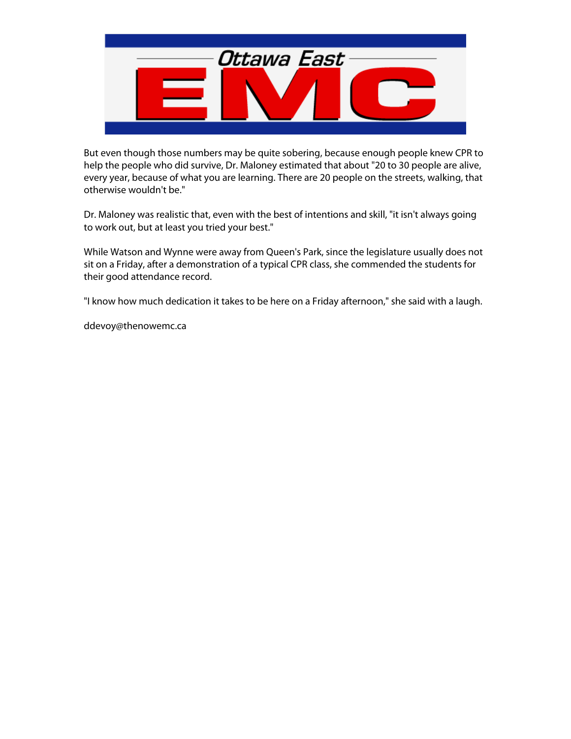But even though those numbers may be quite sobering, because enough people knew CPR to help the people who did survive, Dr. Maloney estimated that about "20 to 30 people are alive, every year, because of what you are learning. There are 20 people on the streets, walking, that otherwise wouldn't be."

Dr. Maloney was realistic that, even with the best of intentions and skill, "it isn't always going to work out, but at least you tried your best."

While Watson and Wynne were away from Queen's Park, since the legislature usually does not sit on a Friday, after a demonstration of a typical CPR class, she commended the students for their good attendance record.

"I know how much dedication it takes to be here on a Friday afternoon," she said with a laugh.

ddevoy@thenowemc.ca